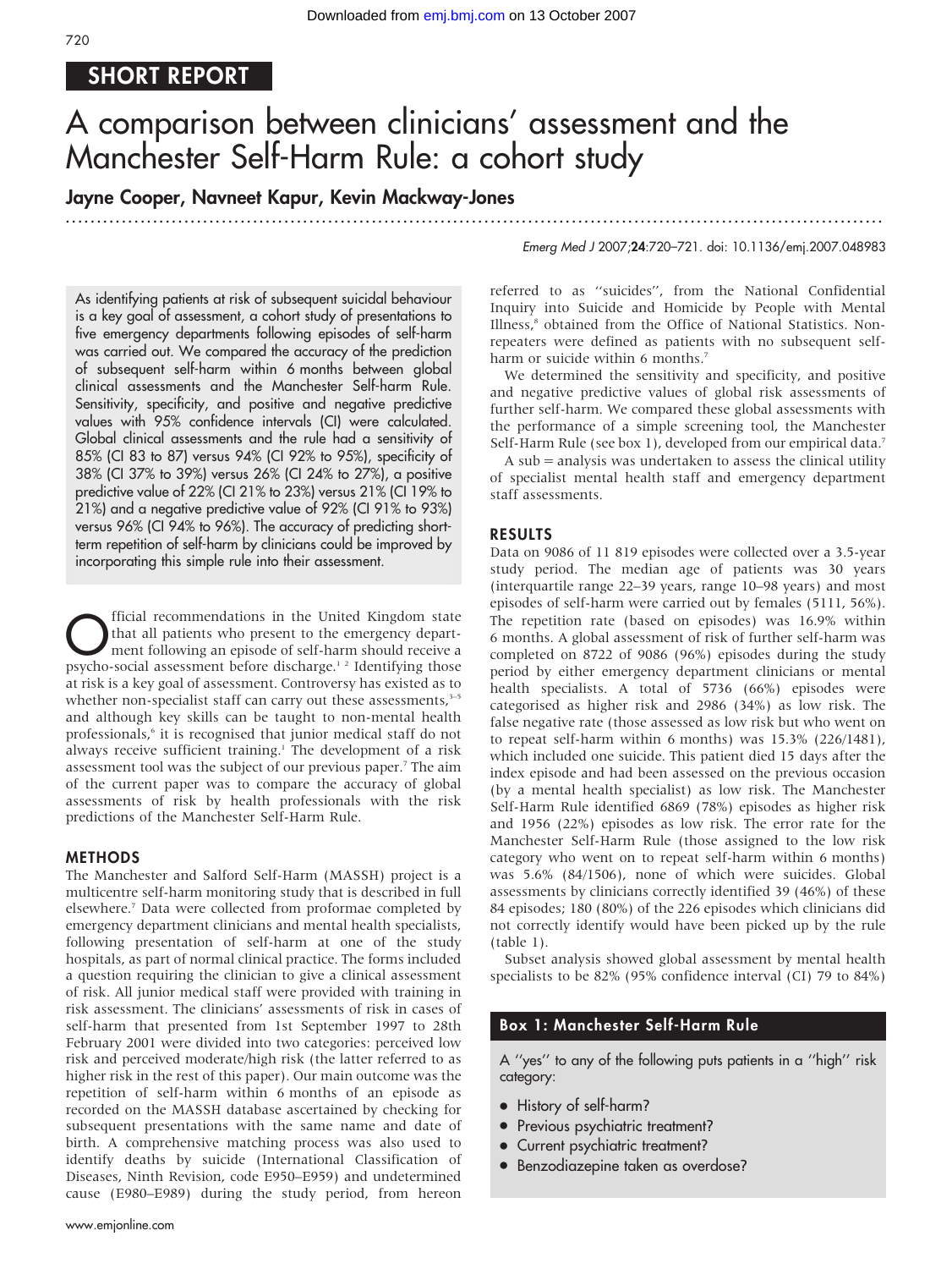SHORT REPORT

# A comparison between clinicians' assessment and the Manchester Self-Harm Rule: a cohort study

**Jayne Cooper, Navneet Kapur, Kevin Mackway-Jones**

*Emerg Med J* 2007;**24**:720–721. doi: 10.1136/emj.2007.048983

As identifying patients at risk of subsequent suicidal behaviour is a key goal of assessment, a cohort study of presentations to five emergency departments following episodes of self-harm was carried out. We compared the accuracy of the prediction of subsequent self-harm within 6 months between global clinical assessments and the Manchester Self-harm Rule. Sensitivity, specificity, and positive and negative predictive values with 95% confidence intervals (CI) were calculated. Global clinical assessments and the rule had a sensitivity of 85% (CI 83 to 87) versus 94% (CI 92% to 95%), specificity of 38% (CI 37% to 39%) versus 26% (CI 24% to 27%), a positive predictive value of 22% (CI 21% to 23%) versus 21% (CI 19% to 21%) and a negative predictive value of 92% (CI 91% to 93%) versus 96% (CI 94% to 96%). The accuracy of predicting short-term repetition of self-harm by clinicians could be improved by incorporating this simple rule into their assessment.

Official recommendations in the United Kingdom state that all patients who present to the emergency department following an episode of self-harm should receive a psycho-social assessment before discharge.[1 2] Identifying those at risk is a key goal of assessment. Controversy has existed as to whether non-specialist staff can carry out these assessments,[3–5] and although key skills can be taught to non-mental health professionals,[6] it is recognised that junior medical staff do not always receive sufficient training.[1] The development of a risk assessment tool was the subject of our previous paper.[7] The aim of the current paper was to compare the accuracy of global assessments of risk by health professionals with the risk predictions of the Manchester Self-Harm Rule.

## METHODS

The Manchester and Salford Self-Harm (MASSH) project is a multicentre self-harm monitoring study that is described in full elsewhere.[7] Data were collected from proformae completed by emergency department clinicians and mental health specialists, following presentation of self-harm at one of the study hospitals, as part of normal clinical practice. The forms included a question requiring the clinician to give a clinical assessment of risk. All junior medical staff were provided with training in risk assessment. The clinicians' assessments of risk in cases of self-harm that presented from 1st September 1997 to 28th February 2001 were divided into two categories: perceived low risk and perceived moderate/high risk (the latter referred to as higher risk in the rest of this paper). Our main outcome was the repetition of self-harm within 6 months of an episode as recorded on the MASSH database ascertained by checking for subsequent presentations with the same name and date of birth. A comprehensive matching process was also used to identify deaths by suicide (International Classification of Diseases, Ninth Revision, code E950–E959) and undetermined cause (E980–E989) during the study period, from hereon referred to as ''suicides'', from the National Confidential Inquiry into Suicide and Homicide by People with Mental Illness,[8] obtained from the Office of National Statistics. Non-repeaters were defined as patients with no subsequent self-harm or suicide within 6 months.[7]

We determined the sensitivity and specificity, and positive and negative predictive values of global risk assessments of further self-harm. We compared these global assessments with the performance of a simple screening tool, the Manchester Self-Harm Rule (see box 1), developed from our empirical data.[7]

A sub = analysis was undertaken to assess the clinical utility of specialist mental health staff and emergency department staff assessments.

## RESULTS

Data on 9086 of 11 819 episodes were collected over a 3.5-year study period. The median age of patients was 30 years (interquartile range 22–39 years, range 10–98 years) and most episodes of self-harm were carried out by females (5111, 56%). The repetition rate (based on episodes) was 16.9% within 6 months. A global assessment of risk of further self-harm was completed on 8722 of 9086 (96%) episodes during the study period by either emergency department clinicians or mental health specialists. A total of 5736 (66%) episodes were categorised as higher risk and 2986 (34%) as low risk. The false negative rate (those assessed as low risk but who went on to repeat self-harm within 6 months) was 15.3% (226/1481), which included one suicide. This patient died 15 days after the index episode and had been assessed on the previous occasion (by a mental health specialist) as low risk. The Manchester Self-Harm Rule identified 6869 (78%) episodes as higher risk and 1956 (22%) episodes as low risk. The error rate for the Manchester Self-Harm Rule (those assigned to the low risk category who went on to repeat self-harm within 6 months) was 5.6% (84/1506), none of which were suicides. Global assessments by clinicians correctly identified 39 (46%) of these 84 episodes; 180 (80%) of the 226 episodes which clinicians did not correctly identify would have been picked up by the rule (table 1).

Subset analysis showed global assessment by mental health specialists to be 82% (95% confidence interval (CI) 79 to 84%)

**Box 1: Manchester Self-Harm Rule**

A ''yes'' to any of the following puts patients in a ''high'' risk category:

- History of self-harm?
- Previous psychiatric treatment?
- Current psychiatric treatment?
- Benzodiazepine taken as overdose?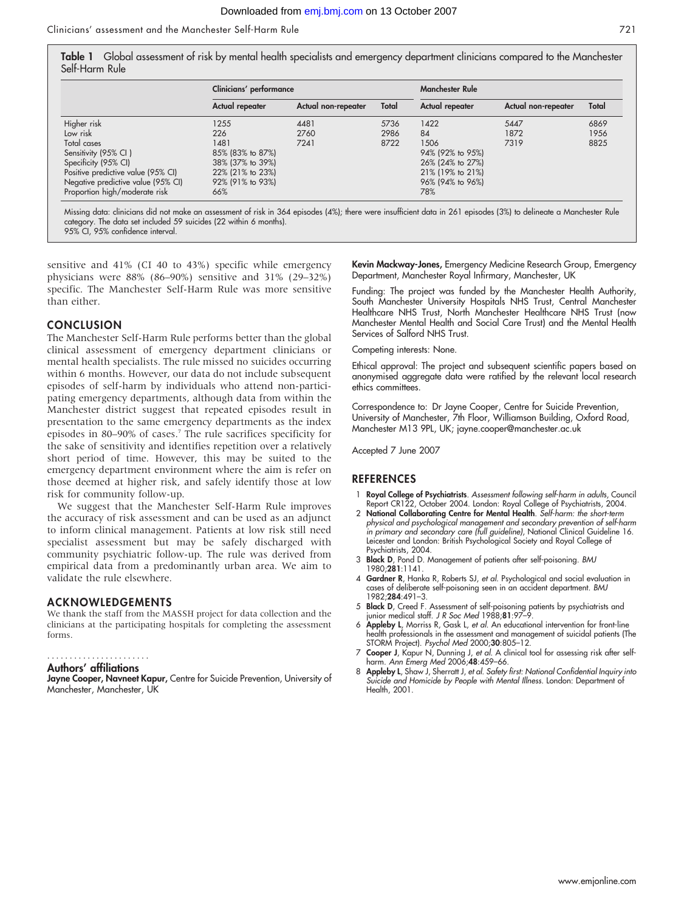**Table 1** Global assessment of risk by mental health specialists and emergency department clinicians compared to the Manchester Self-Harm Rule

| | Clinicians' performance | | | Manchester Rule | | |
|---|---|---|---|---|---|---|
| | Actual repeater | Actual non-repeater | Total | Actual repeater | Actual non-repeater | Total |
| Higher risk | 1255 | 4481 | 5736 | 1422 | 5447 | 6869 |
| Low risk | 226 | 2760 | 2986 | 84 | 1872 | 1956 |
| Total cases | 1481 | 7241 | 8722 | 1506 | 7319 | 8825 |
| Sensitivity (95% CI ) | 85% (83% to 87%) | | | 94% (92% to 95%) | | |
| Specificity (95% CI) | 38% (37% to 39%) | | | 26% (24% to 27%) | | |
| Positive predictive value (95% CI) | 22% (21% to 23%) | | | 21% (19% to 21%) | | |
| Negative predictive value (95% CI) | 92% (91% to 93%) | | | 96% (94% to 96%) | | |
| Proportion high/moderate risk | 66% | | | 78% | | |

Missing data: clinicians did not make an assessment of risk in 364 episodes (4%); there were insufficient data in 261 episodes (3%) to delineate a Manchester Rule category. The data set included 59 suicides (22 within 6 months).
95% CI, 95% confidence interval.

sensitive and 41% (CI 40 to 43%) specific while emergency physicians were 88% (86–90%) sensitive and 31% (29–32%) specific. The Manchester Self-Harm Rule was more sensitive than either.

## CONCLUSION

The Manchester Self-Harm Rule performs better than the global clinical assessment of emergency department clinicians or mental health specialists. The rule missed no suicides occurring within 6 months. However, our data do not include subsequent episodes of self-harm by individuals who attend non-participating emergency departments, although data from within the Manchester district suggest that repeated episodes result in presentation to the same emergency departments as the index episodes in 80–90% of cases.[7] The rule sacrifices specificity for the sake of sensitivity and identifies repetition over a relatively short period of time. However, this may be suited to the emergency department environment where the aim is refer on those deemed at higher risk, and safely identify those at low risk for community follow-up.

We suggest that the Manchester Self-Harm Rule improves the accuracy of risk assessment and can be used as an adjunct to inform clinical management. Patients at low risk still need specialist assessment but may be safely discharged with community psychiatric follow-up. The rule was derived from empirical data from a predominantly urban area. We aim to validate the rule elsewhere.

## ACKNOWLEDGEMENTS

We thank the staff from the MASSH project for data collection and the clinicians at the participating hospitals for completing the assessment forms.

### Authors' affiliations

**Jayne Cooper, Navneet Kapur,** Centre for Suicide Prevention, University of Manchester, Manchester, UK

**Kevin Mackway-Jones,** Emergency Medicine Research Group, Emergency Department, Manchester Royal Infirmary, Manchester, UK

Funding: The project was funded by the Manchester Health Authority, South Manchester University Hospitals NHS Trust, Central Manchester Healthcare NHS Trust, North Manchester Healthcare NHS Trust (now Manchester Mental Health and Social Care Trust) and the Mental Health Services of Salford NHS Trust.

Competing interests: None.

Ethical approval: The project and subsequent scientific papers based on anonymised aggregate data were ratified by the relevant local research ethics committees.

Correspondence to: Dr Jayne Cooper, Centre for Suicide Prevention, University of Manchester, 7th Floor, Williamson Building, Oxford Road, Manchester M13 9PL, UK; jayne.cooper@manchester.ac.uk

Accepted 7 June 2007

## REFERENCES

1. **Royal College of Psychiatrists**. *Assessment following self-harm in adults*, Council Report CR122, October 2004. London: Royal College of Psychiatrists, 2004.
2. **National Collaborating Centre for Mental Health**. *Self-harm: the short-term physical and psychological management and secondary prevention of self-harm in primary and secondary care (full guideline)*, National Clinical Guideline 16. Leicester and London: British Psychological Society and Royal College of Psychiatrists, 2004.
3. **Black D**, Pond D. Management of patients after self-poisoning. *BMJ* 1980;**281**:1141.
4. **Gardner R**, Hanka R, Roberts SJ, *et al*. Psychological and social evaluation in cases of deliberate self-poisoning seen in an accident department. *BMJ* 1982;**284**:491–3.
5. **Black D**, Creed F. Assessment of self-poisoning patients by psychiatrists and junior medical staff. *J R Soc Med* 1988;**81**:97–9.
6. **Appleby L**, Morriss R, Gask L, *et al*. An educational intervention for front-line health professionals in the assessment and management of suicidal patients (The STORM Project). *Psychol Med* 2000;**30**:805–12.
7. **Cooper J**, Kapur N, Dunning J, *et al*. A clinical tool for assessing risk after self-harm. *Ann Emerg Med* 2006;**48**:459–66.
8. **Appleby L**, Shaw J, Sherratt J, *et al*. *Safety first: National Confidential Inquiry into Suicide and Homicide by People with Mental Illness*. London: Department of Health, 2001.